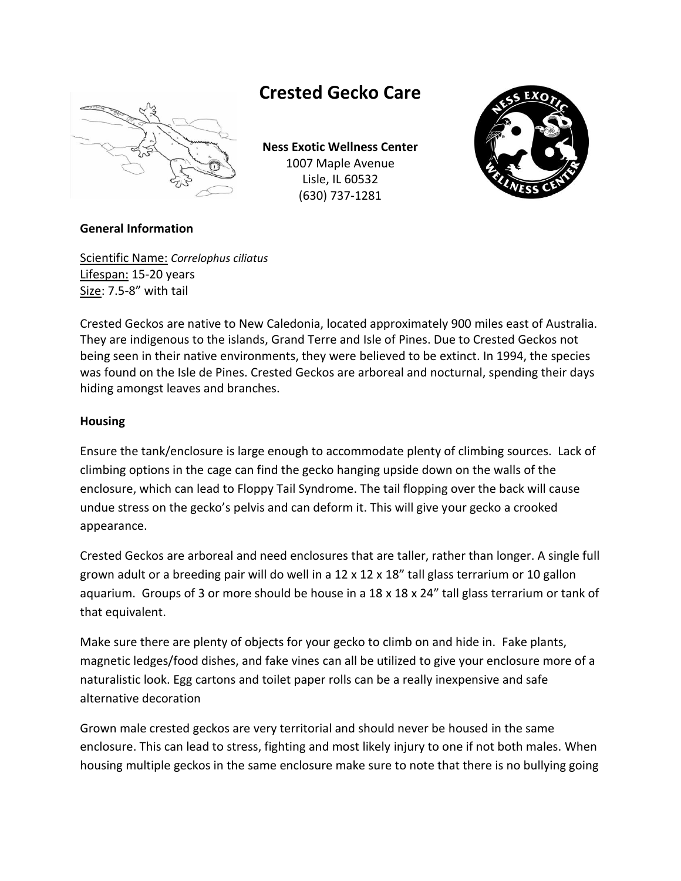# Crested Gecko Care

**Ness Exotic Wellness Center**
1007 Maple Avenue
Lisle, IL 60532
(630) 737-1281

**General Information**

Scientific Name: *Correlophus ciliatus*
Lifespan: 15-20 years
Size: 7.5-8" with tail

Crested Geckos are native to New Caledonia, located approximately 900 miles east of Australia. They are indigenous to the islands, Grand Terre and Isle of Pines. Due to Crested Geckos not being seen in their native environments, they were believed to be extinct. In 1994, the species was found on the Isle de Pines. Crested Geckos are arboreal and nocturnal, spending their days hiding amongst leaves and branches.

**Housing**

Ensure the tank/enclosure is large enough to accommodate plenty of climbing sources. Lack of climbing options in the cage can find the gecko hanging upside down on the walls of the enclosure, which can lead to Floppy Tail Syndrome. The tail flopping over the back will cause undue stress on the gecko's pelvis and can deform it. This will give your gecko a crooked appearance.

Crested Geckos are arboreal and need enclosures that are taller, rather than longer. A single full grown adult or a breeding pair will do well in a 12 x 12 x 18" tall glass terrarium or 10 gallon aquarium. Groups of 3 or more should be house in a 18 x 18 x 24" tall glass terrarium or tank of that equivalent.

Make sure there are plenty of objects for your gecko to climb on and hide in. Fake plants, magnetic ledges/food dishes, and fake vines can all be utilized to give your enclosure more of a naturalistic look. Egg cartons and toilet paper rolls can be a really inexpensive and safe alternative decoration

Grown male crested geckos are very territorial and should never be housed in the same enclosure. This can lead to stress, fighting and most likely injury to one if not both males. When housing multiple geckos in the same enclosure make sure to note that there is no bullying going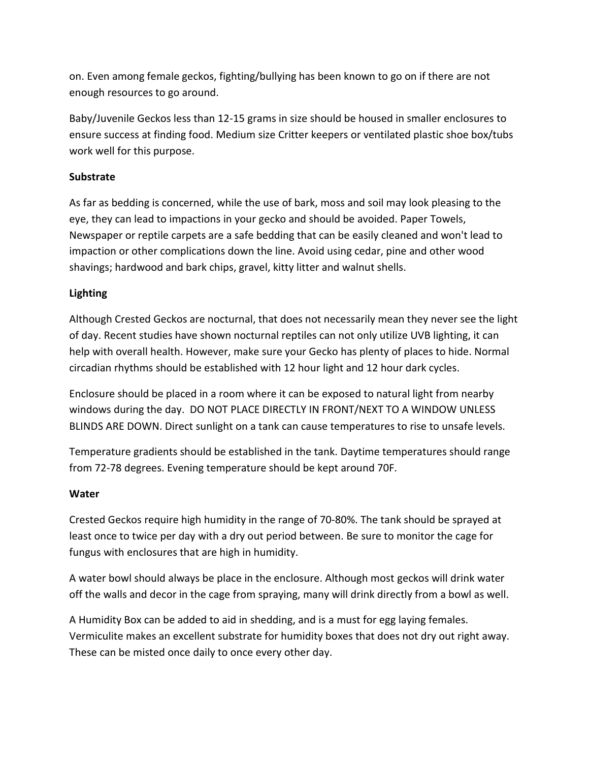on. Even among female geckos, fighting/bullying has been known to go on if there are not enough resources to go around.

Baby/Juvenile Geckos less than 12-15 grams in size should be housed in smaller enclosures to ensure success at finding food. Medium size Critter keepers or ventilated plastic shoe box/tubs work well for this purpose.

**Substrate**

As far as bedding is concerned, while the use of bark, moss and soil may look pleasing to the eye, they can lead to impactions in your gecko and should be avoided. Paper Towels, Newspaper or reptile carpets are a safe bedding that can be easily cleaned and won't lead to impaction or other complications down the line. Avoid using cedar, pine and other wood shavings; hardwood and bark chips, gravel, kitty litter and walnut shells.

**Lighting**

Although Crested Geckos are nocturnal, that does not necessarily mean they never see the light of day. Recent studies have shown nocturnal reptiles can not only utilize UVB lighting, it can help with overall health. However, make sure your Gecko has plenty of places to hide. Normal circadian rhythms should be established with 12 hour light and 12 hour dark cycles.

Enclosure should be placed in a room where it can be exposed to natural light from nearby windows during the day. DO NOT PLACE DIRECTLY IN FRONT/NEXT TO A WINDOW UNLESS BLINDS ARE DOWN. Direct sunlight on a tank can cause temperatures to rise to unsafe levels.

Temperature gradients should be established in the tank. Daytime temperatures should range from 72-78 degrees. Evening temperature should be kept around 70F.

**Water**

Crested Geckos require high humidity in the range of 70-80%. The tank should be sprayed at least once to twice per day with a dry out period between. Be sure to monitor the cage for fungus with enclosures that are high in humidity.

A water bowl should always be place in the enclosure. Although most geckos will drink water off the walls and decor in the cage from spraying, many will drink directly from a bowl as well.

A Humidity Box can be added to aid in shedding, and is a must for egg laying females. Vermiculite makes an excellent substrate for humidity boxes that does not dry out right away. These can be misted once daily to once every other day.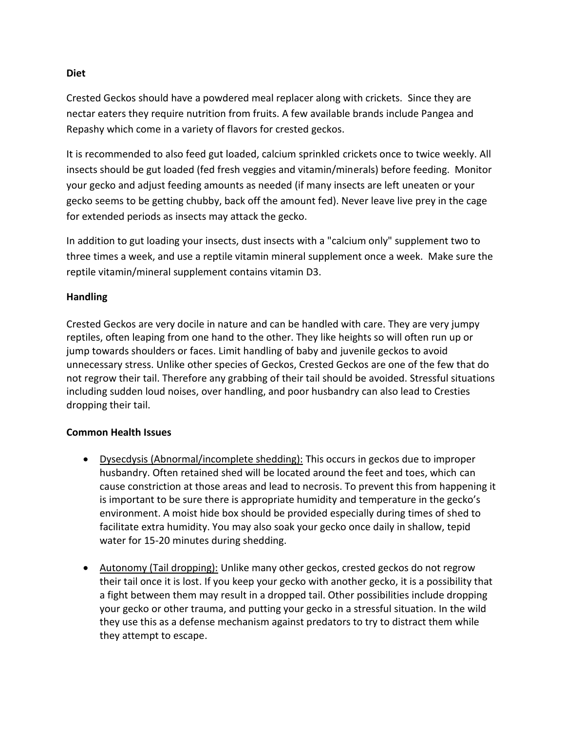**Diet**

Crested Geckos should have a powdered meal replacer along with crickets. Since they are nectar eaters they require nutrition from fruits. A few available brands include Pangea and Repashy which come in a variety of flavors for crested geckos.

It is recommended to also feed gut loaded, calcium sprinkled crickets once to twice weekly. All insects should be gut loaded (fed fresh veggies and vitamin/minerals) before feeding. Monitor your gecko and adjust feeding amounts as needed (if many insects are left uneaten or your gecko seems to be getting chubby, back off the amount fed). Never leave live prey in the cage for extended periods as insects may attack the gecko.

In addition to gut loading your insects, dust insects with a "calcium only" supplement two to three times a week, and use a reptile vitamin mineral supplement once a week. Make sure the reptile vitamin/mineral supplement contains vitamin D3.

**Handling**

Crested Geckos are very docile in nature and can be handled with care. They are very jumpy reptiles, often leaping from one hand to the other. They like heights so will often run up or jump towards shoulders or faces. Limit handling of baby and juvenile geckos to avoid unnecessary stress. Unlike other species of Geckos, Crested Geckos are one of the few that do not regrow their tail. Therefore any grabbing of their tail should be avoided. Stressful situations including sudden loud noises, over handling, and poor husbandry can also lead to Cresties dropping their tail.

**Common Health Issues**

- <u>Dysecdysis (Abnormal/incomplete shedding):</u> This occurs in geckos due to improper husbandry. Often retained shed will be located around the feet and toes, which can cause constriction at those areas and lead to necrosis. To prevent this from happening it is important to be sure there is appropriate humidity and temperature in the gecko's environment. A moist hide box should be provided especially during times of shed to facilitate extra humidity. You may also soak your gecko once daily in shallow, tepid water for 15-20 minutes during shedding.

- <u>Autonomy (Tail dropping):</u> Unlike many other geckos, crested geckos do not regrow their tail once it is lost. If you keep your gecko with another gecko, it is a possibility that a fight between them may result in a dropped tail. Other possibilities include dropping your gecko or other trauma, and putting your gecko in a stressful situation. In the wild they use this as a defense mechanism against predators to try to distract them while they attempt to escape.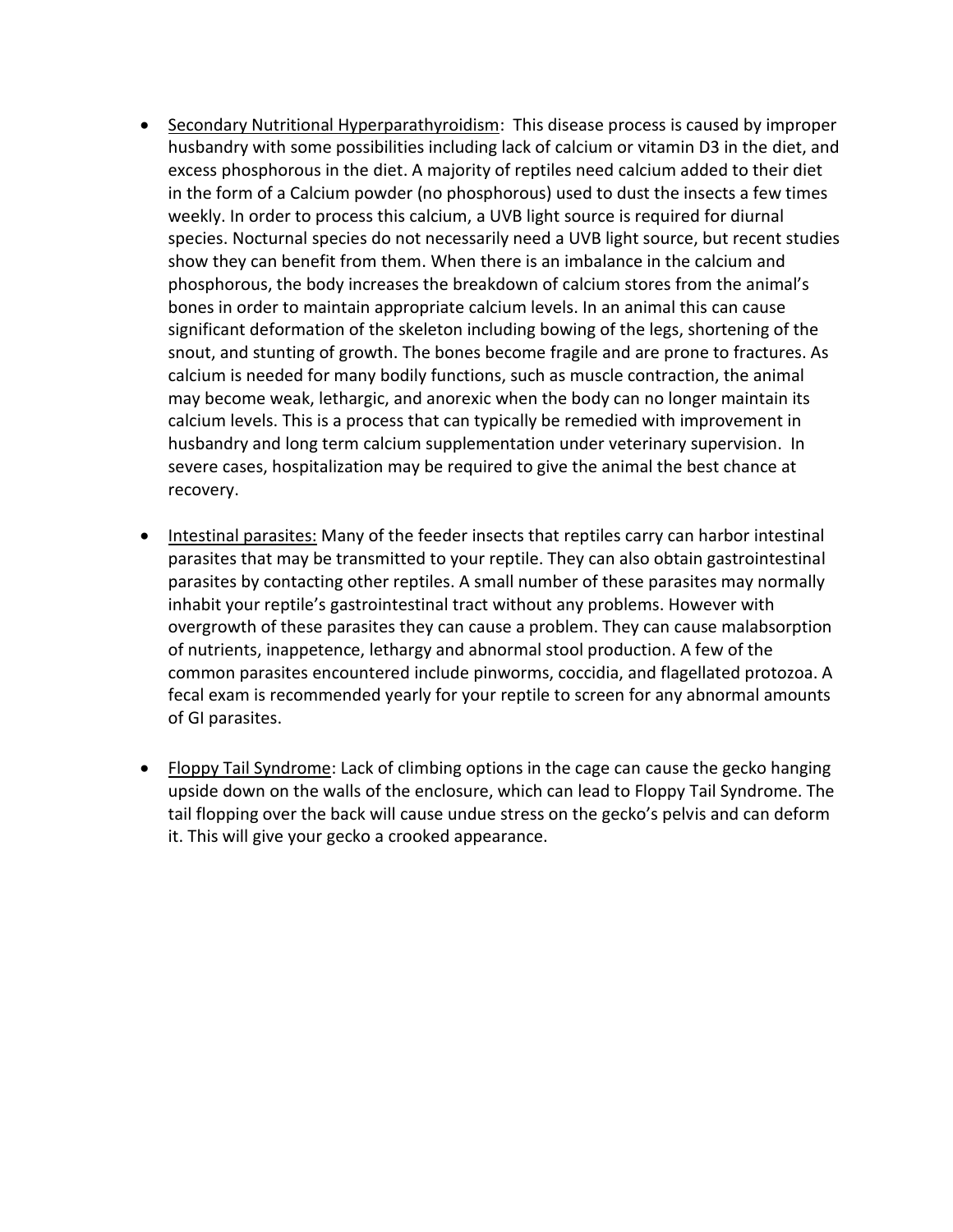- <u>Secondary Nutritional Hyperparathyroidism</u>: This disease process is caused by improper husbandry with some possibilities including lack of calcium or vitamin D3 in the diet, and excess phosphorous in the diet. A majority of reptiles need calcium added to their diet in the form of a Calcium powder (no phosphorous) used to dust the insects a few times weekly. In order to process this calcium, a UVB light source is required for diurnal species. Nocturnal species do not necessarily need a UVB light source, but recent studies show they can benefit from them. When there is an imbalance in the calcium and phosphorous, the body increases the breakdown of calcium stores from the animal's bones in order to maintain appropriate calcium levels. In an animal this can cause significant deformation of the skeleton including bowing of the legs, shortening of the snout, and stunting of growth. The bones become fragile and are prone to fractures. As calcium is needed for many bodily functions, such as muscle contraction, the animal may become weak, lethargic, and anorexic when the body can no longer maintain its calcium levels. This is a process that can typically be remedied with improvement in husbandry and long term calcium supplementation under veterinary supervision. In severe cases, hospitalization may be required to give the animal the best chance at recovery.

- <u>Intestinal parasites:</u> Many of the feeder insects that reptiles carry can harbor intestinal parasites that may be transmitted to your reptile. They can also obtain gastrointestinal parasites by contacting other reptiles. A small number of these parasites may normally inhabit your reptile's gastrointestinal tract without any problems. However with overgrowth of these parasites they can cause a problem. They can cause malabsorption of nutrients, inappetence, lethargy and abnormal stool production. A few of the common parasites encountered include pinworms, coccidia, and flagellated protozoa. A fecal exam is recommended yearly for your reptile to screen for any abnormal amounts of GI parasites.

- <u>Floppy Tail Syndrome</u>: Lack of climbing options in the cage can cause the gecko hanging upside down on the walls of the enclosure, which can lead to Floppy Tail Syndrome. The tail flopping over the back will cause undue stress on the gecko's pelvis and can deform it. This will give your gecko a crooked appearance.